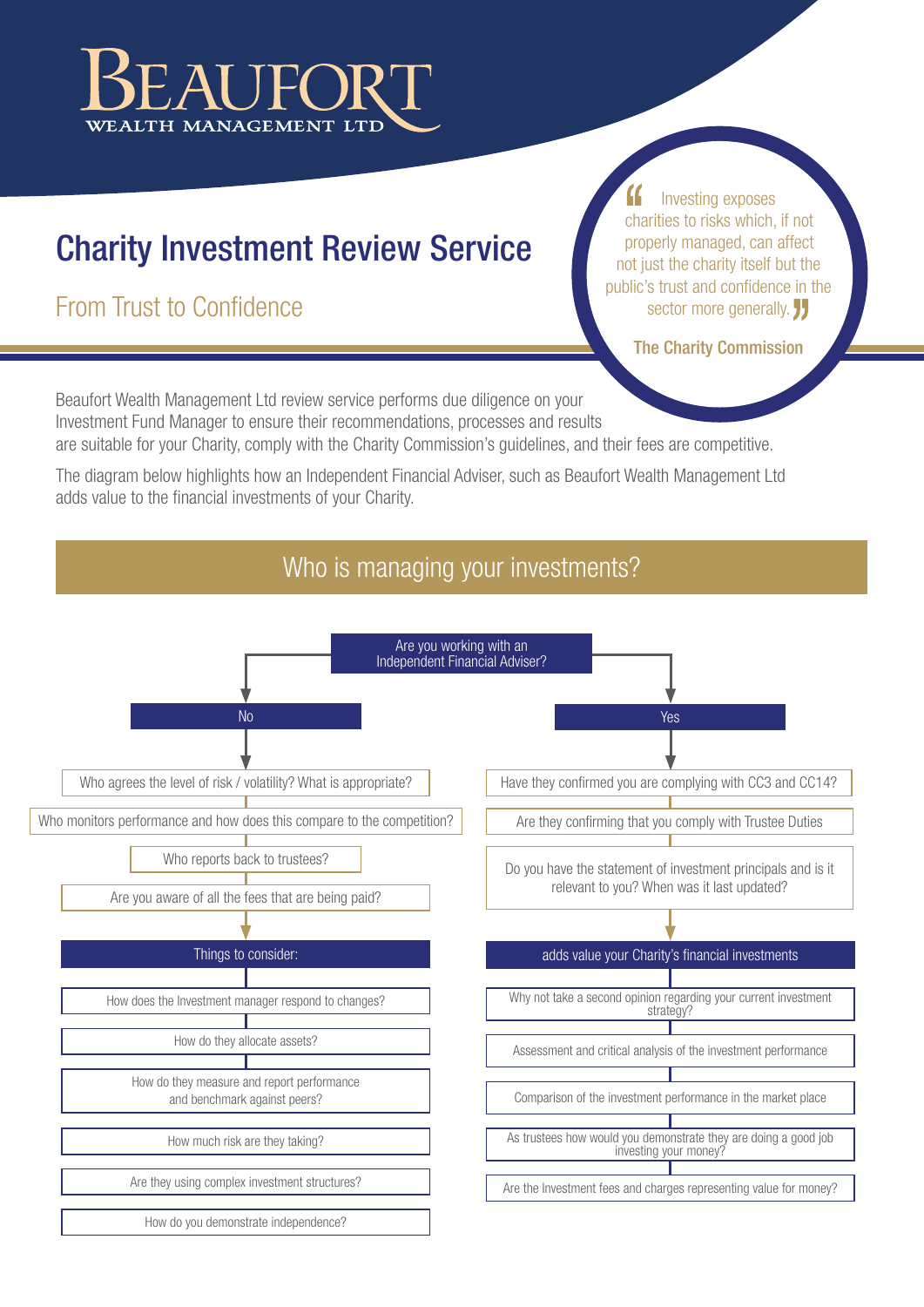# BEAUFORT

WEALTH MANAGEMENT LTD

# Charity Investment Review Service

## From Trust to Confidence

> "Investing exposes charities to risks which, if not properly managed, can affect not just the charity itself but the public's trust and confidence in the sector more generally."
>
> **The Charity Commission**

Beaufort Wealth Management Ltd review service performs due diligence on your Investment Fund Manager to ensure their recommendations, processes and results are suitable for your Charity, comply with the Charity Commission's guidelines, and their fees are competitive.

The diagram below highlights how an Independent Financial Adviser, such as Beaufort Wealth Management Ltd adds value to the financial investments of your Charity.

## Who is managing your investments?

Are you working with an Independent Financial Adviser?

**No**

- Who agrees the level of risk / volatility? What is appropriate?
- Who monitors performance and how does this compare to the competition?
- Who reports back to trustees?
- Are you aware of all the fees that are being paid?

**Things to consider:**

- How does the Investment manager respond to changes?
- How do they allocate assets?
- How do they measure and report performance and benchmark against peers?
- How much risk are they taking?
- Are they using complex investment structures?
- How do you demonstrate independence?

**Yes**

- Have they confirmed you are complying with CC3 and CC14?
- Are they confirming that you comply with Trustee Duties
- Do you have the statement of investment principals and is it relevant to you? When was it last updated?

**adds value your Charity's financial investments**

- Why not take a second opinion regarding your current investment strategy?
- Assessment and critical analysis of the investment performance
- Comparison of the investment performance in the market place
- As trustees how would you demonstrate they are doing a good job investing your money?
- Are the Investment fees and charges representing value for money?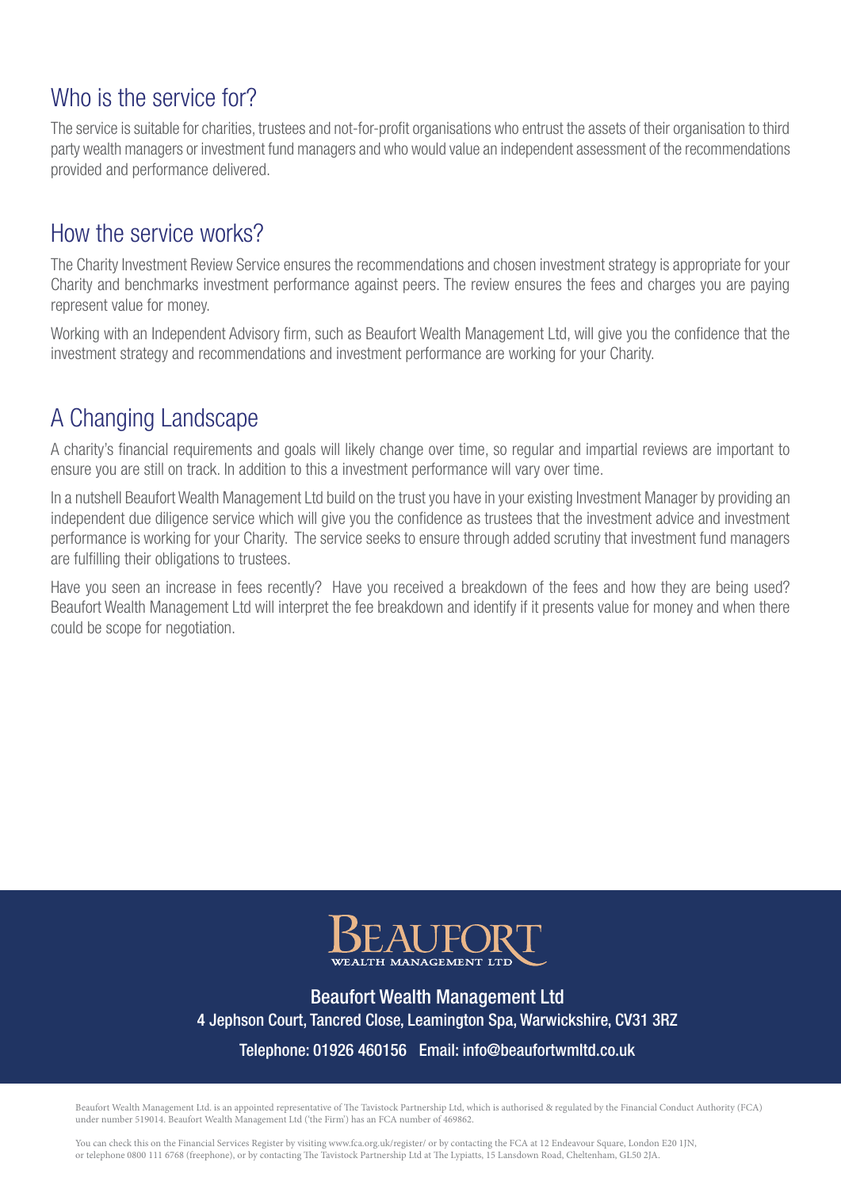## Who is the service for?

The service is suitable for charities, trustees and not-for-profit organisations who entrust the assets of their organisation to third party wealth managers or investment fund managers and who would value an independent assessment of the recommendations provided and performance delivered.

## How the service works?

The Charity Investment Review Service ensures the recommendations and chosen investment strategy is appropriate for your Charity and benchmarks investment performance against peers. The review ensures the fees and charges you are paying represent value for money.

Working with an Independent Advisory firm, such as Beaufort Wealth Management Ltd, will give you the confidence that the investment strategy and recommendations and investment performance are working for your Charity.

## A Changing Landscape

A charity's financial requirements and goals will likely change over time, so regular and impartial reviews are important to ensure you are still on track. In addition to this a investment performance will vary over time.

In a nutshell Beaufort Wealth Management Ltd build on the trust you have in your existing Investment Manager by providing an independent due diligence service which will give you the confidence as trustees that the investment advice and investment performance is working for your Charity. The service seeks to ensure through added scrutiny that investment fund managers are fulfilling their obligations to trustees.

Have you seen an increase in fees recently? Have you received a breakdown of the fees and how they are being used? Beaufort Wealth Management Ltd will interpret the fee breakdown and identify if it presents value for money and when there could be scope for negotiation.

BEAUFORT
WEALTH MANAGEMENT LTD

**Beaufort Wealth Management Ltd**
**4 Jephson Court, Tancred Close, Leamington Spa, Warwickshire, CV31 3RZ**

**Telephone: 01926 460156 Email: info@beaufortwmltd.co.uk**

Beaufort Wealth Management Ltd. is an appointed representative of The Tavistock Partnership Ltd, which is authorised & regulated by the Financial Conduct Authority (FCA) under number 519014. Beaufort Wealth Management Ltd ('the Firm') has an FCA number of 469862.

You can check this on the Financial Services Register by visiting www.fca.org.uk/register/ or by contacting the FCA at 12 Endeavour Square, London E20 1JN, or telephone 0800 111 6768 (freephone), or by contacting The Tavistock Partnership Ltd at The Lypiatts, 15 Lansdown Road, Cheltenham, GL50 2JA.